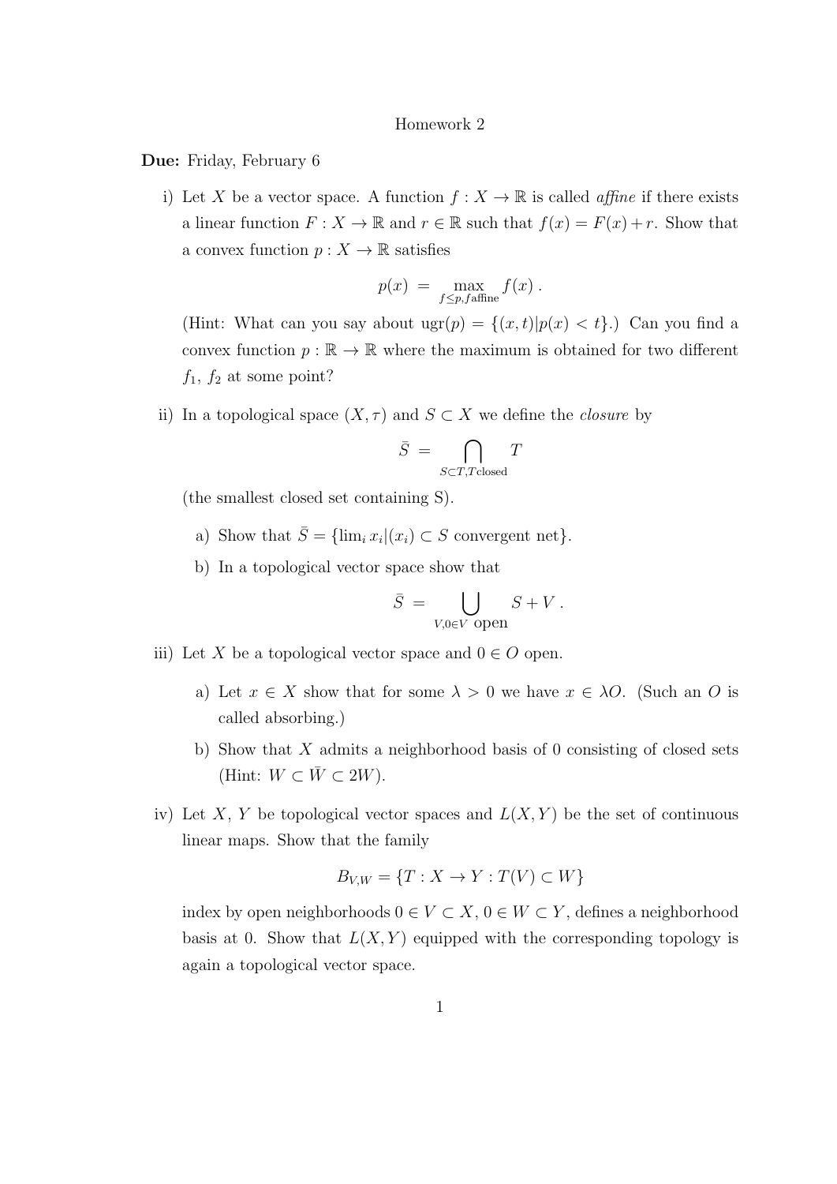Homework 2

**Due:** Friday, February 6

i) Let $X$ be a vector space. A function $f : X \to \mathbb{R}$ is called *affine* if there exists a linear function $F : X \to \mathbb{R}$ and $r \in \mathbb{R}$ such that $f(x) = F(x) + r$. Show that a convex function $p : X \to \mathbb{R}$ satisfies

$$p(x) \;=\; \max_{f \leq p, f \text{affine}} f(x) \,.$$

(Hint: What can you say about $\text{ugr}(p) = \{(x,t) | p(x) < t\}$.) Can you find a convex function $p : \mathbb{R} \to \mathbb{R}$ where the maximum is obtained for two different $f_1$, $f_2$ at some point?

ii) In a topological space $(X, \tau)$ and $S \subset X$ we define the *closure* by

$$\bar{S} \;=\; \bigcap_{S \subset T, T \text{closed}} T$$

(the smallest closed set containing S).

a) Show that $\bar{S} = \{\lim_i x_i | (x_i) \subset S \text{ convergent net}\}$.

b) In a topological vector space show that

$$\bar{S} \;=\; \bigcup_{V, 0 \in V \text{ open}} S + V \,.$$

iii) Let $X$ be a topological vector space and $0 \in O$ open.

a) Let $x \in X$ show that for some $\lambda > 0$ we have $x \in \lambda O$. (Such an $O$ is called absorbing.)

b) Show that $X$ admits a neighborhood basis of 0 consisting of closed sets (Hint: $W \subset \bar{W} \subset 2W$).

iv) Let $X$, $Y$ be topological vector spaces and $L(X,Y)$ be the set of continuous linear maps. Show that the family

$$B_{V,W} = \{T : X \to Y : T(V) \subset W\}$$

index by open neighborhoods $0 \in V \subset X$, $0 \in W \subset Y$, defines a neighborhood basis at 0. Show that $L(X,Y)$ equipped with the corresponding topology is again a topological vector space.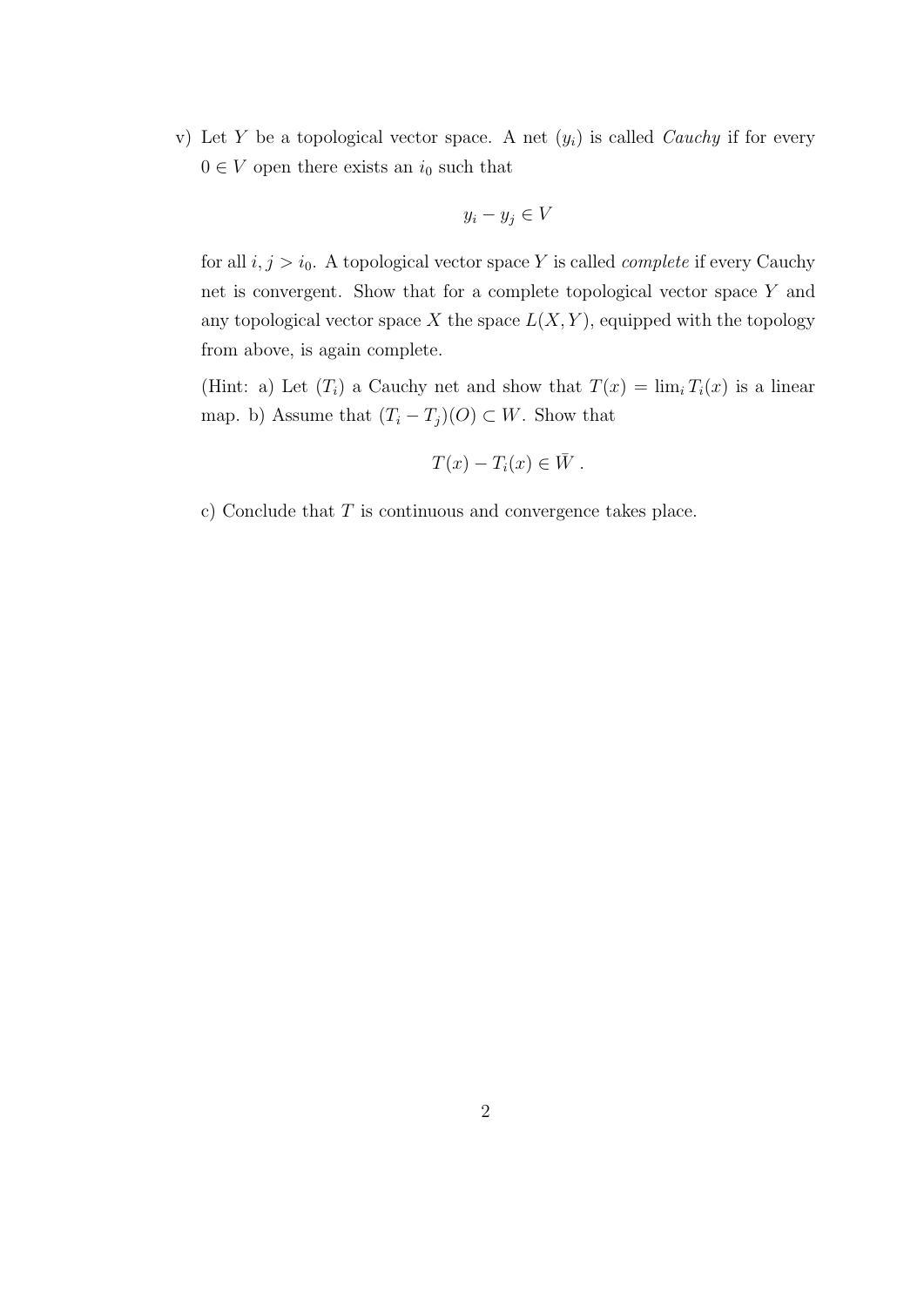v) Let $Y$ be a topological vector space. A net $(y_i)$ is called *Cauchy* if for every $0 \in V$ open there exists an $i_0$ such that

$$y_i - y_j \in V$$

for all $i, j > i_0$. A topological vector space $Y$ is called *complete* if every Cauchy net is convergent. Show that for a complete topological vector space $Y$ and any topological vector space $X$ the space $L(X, Y)$, equipped with the topology from above, is again complete.

(Hint: a) Let $(T_i)$ a Cauchy net and show that $T(x) = \lim_i T_i(x)$ is a linear map. b) Assume that $(T_i - T_j)(O) \subset W$. Show that

$$T(x) - T_i(x) \in \bar{W} \, .$$

c) Conclude that $T$ is continuous and convergence takes place.